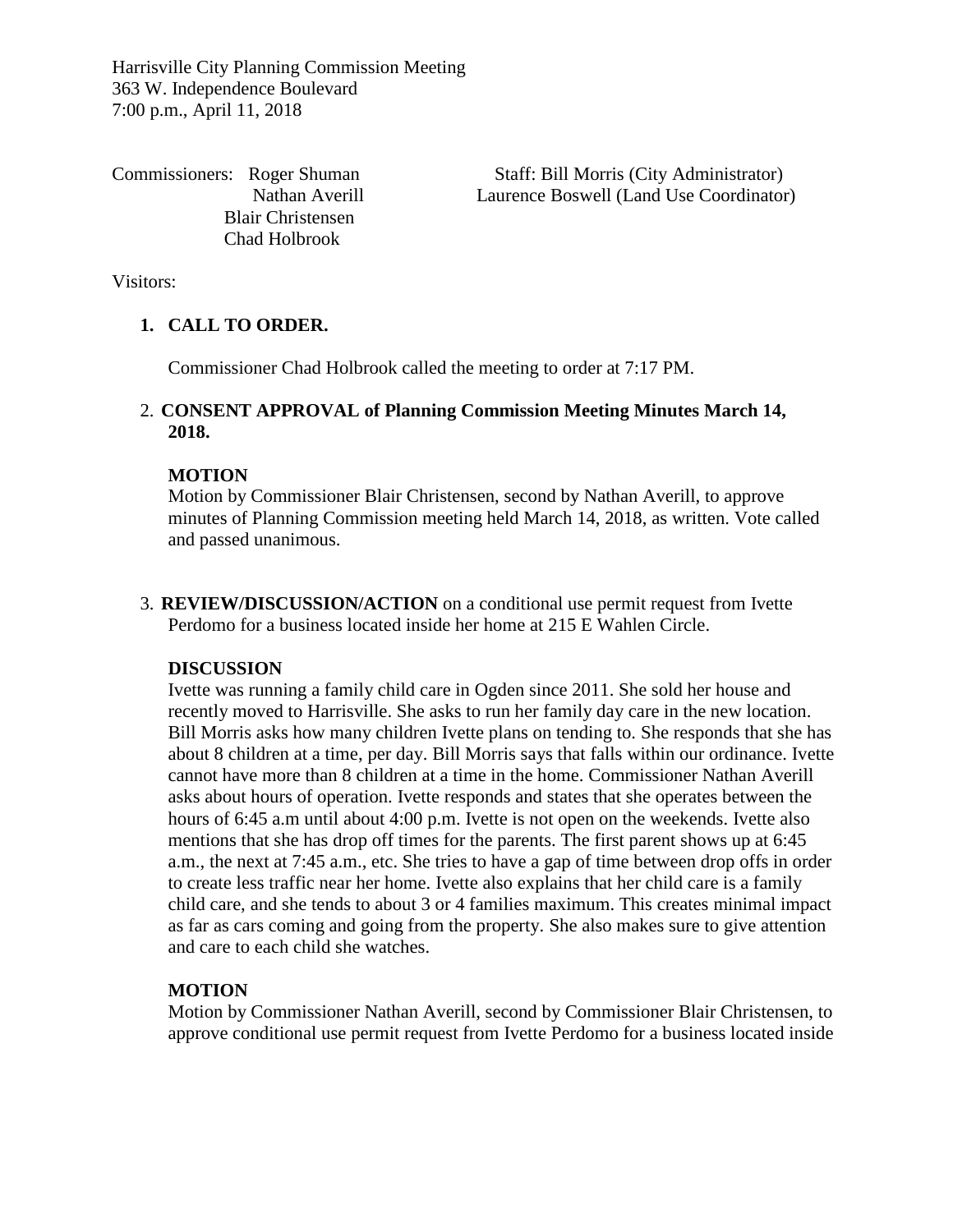Harrisville City Planning Commission Meeting
363 W. Independence Boulevard
7:00 p.m., April 11, 2018

Commissioners: Roger Shuman
Nathan Averill
Blair Christensen
Chad Holbrook

Staff: Bill Morris (City Administrator)
Laurence Boswell (Land Use Coordinator)

Visitors:

1. **CALL TO ORDER.**

   Commissioner Chad Holbrook called the meeting to order at 7:17 PM.

2. **CONSENT APPROVAL of Planning Commission Meeting Minutes March 14, 2018.**

   **MOTION**
   Motion by Commissioner Blair Christensen, second by Nathan Averill, to approve minutes of Planning Commission meeting held March 14, 2018, as written. Vote called and passed unanimous.

3. **REVIEW/DISCUSSION/ACTION** on a conditional use permit request from Ivette Perdomo for a business located inside her home at 215 E Wahlen Circle.

   **DISCUSSION**
   Ivette was running a family child care in Ogden since 2011. She sold her house and recently moved to Harrisville. She asks to run her family day care in the new location. Bill Morris asks how many children Ivette plans on tending to. She responds that she has about 8 children at a time, per day. Bill Morris says that falls within our ordinance. Ivette cannot have more than 8 children at a time in the home. Commissioner Nathan Averill asks about hours of operation. Ivette responds and states that she operates between the hours of 6:45 a.m until about 4:00 p.m. Ivette is not open on the weekends. Ivette also mentions that she has drop off times for the parents. The first parent shows up at 6:45 a.m., the next at 7:45 a.m., etc. She tries to have a gap of time between drop offs in order to create less traffic near her home. Ivette also explains that her child care is a family child care, and she tends to about 3 or 4 families maximum. This creates minimal impact as far as cars coming and going from the property. She also makes sure to give attention and care to each child she watches.

   **MOTION**
   Motion by Commissioner Nathan Averill, second by Commissioner Blair Christensen, to approve conditional use permit request from Ivette Perdomo for a business located inside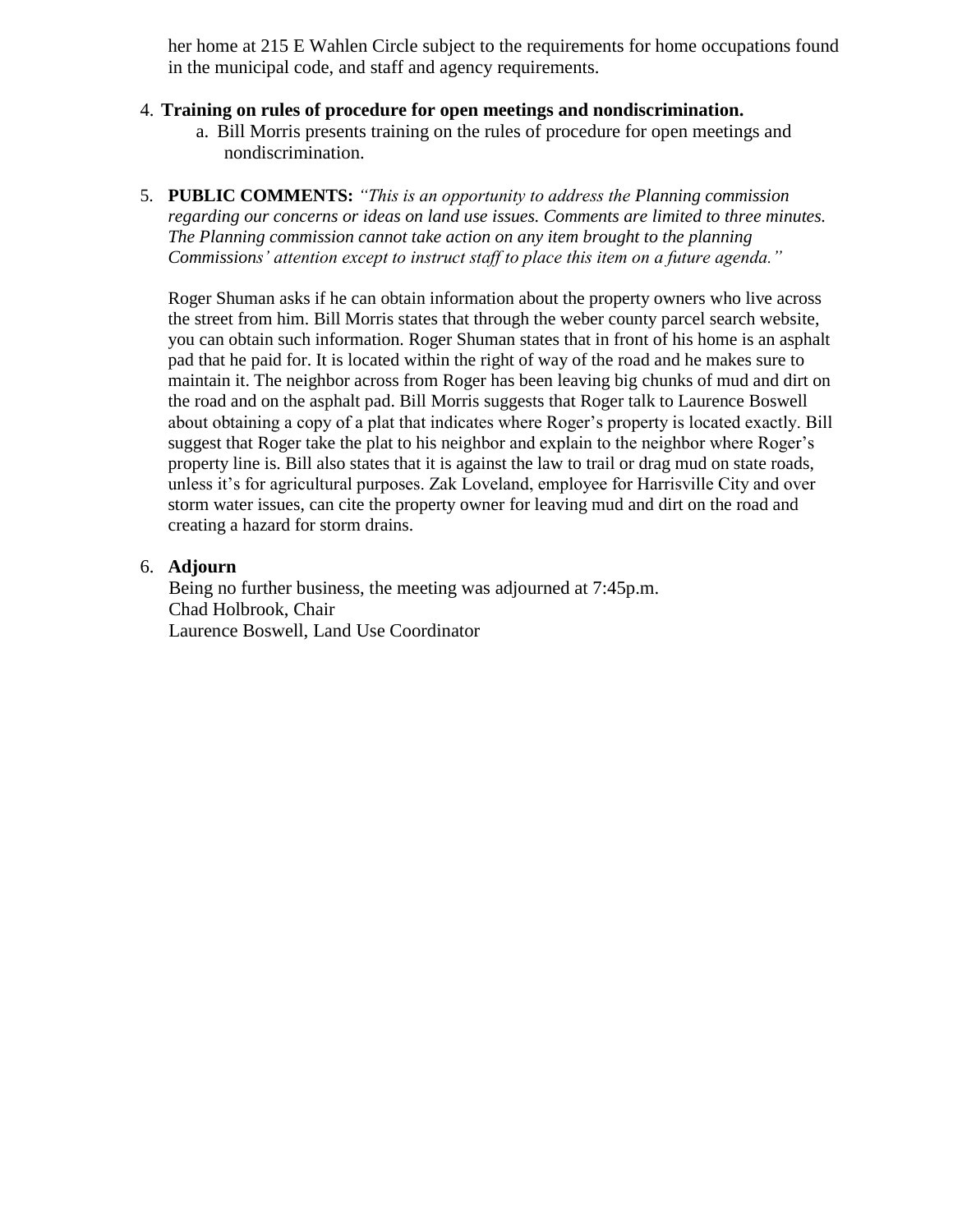her home at 215 E Wahlen Circle subject to the requirements for home occupations found in the municipal code, and staff and agency requirements.

4. **Training on rules of procedure for open meetings and nondiscrimination.**
   a. Bill Morris presents training on the rules of procedure for open meetings and nondiscrimination.

5. **PUBLIC COMMENTS:** *"This is an opportunity to address the Planning commission regarding our concerns or ideas on land use issues. Comments are limited to three minutes. The Planning commission cannot take action on any item brought to the planning Commissions' attention except to instruct staff to place this item on a future agenda."*

   Roger Shuman asks if he can obtain information about the property owners who live across the street from him. Bill Morris states that through the weber county parcel search website, you can obtain such information. Roger Shuman states that in front of his home is an asphalt pad that he paid for. It is located within the right of way of the road and he makes sure to maintain it. The neighbor across from Roger has been leaving big chunks of mud and dirt on the road and on the asphalt pad. Bill Morris suggests that Roger talk to Laurence Boswell about obtaining a copy of a plat that indicates where Roger's property is located exactly. Bill suggest that Roger take the plat to his neighbor and explain to the neighbor where Roger's property line is. Bill also states that it is against the law to trail or drag mud on state roads, unless it's for agricultural purposes. Zak Loveland, employee for Harrisville City and over storm water issues, can cite the property owner for leaving mud and dirt on the road and creating a hazard for storm drains.

6. **Adjourn**
   Being no further business, the meeting was adjourned at 7:45p.m.
   Chad Holbrook, Chair
   Laurence Boswell, Land Use Coordinator